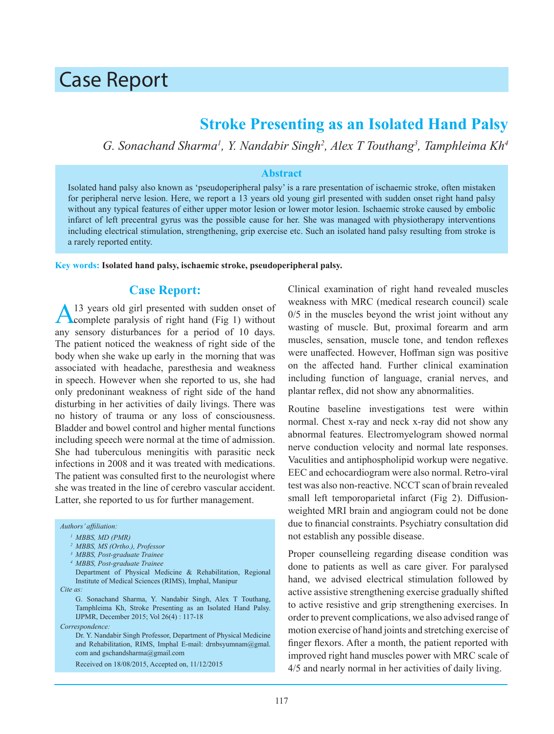# Case Report

## Stroke Presenting as an Isolated Hand Palsy

*G. Sonachand Sharma[1], Y. Nandabir Singh[2], Alex T Touthang[3], Tamphleima Kh[4]*

### Abstract

Isolated hand palsy also known as 'pseudoperipheral palsy' is a rare presentation of ischaemic stroke, often mistaken for peripheral nerve lesion. Here, we report a 13 years old young girl presented with sudden onset right hand palsy without any typical features of either upper motor lesion or lower motor lesion. Ischaemic stroke caused by embolic infarct of left precentral gyrus was the possible cause for her. She was managed with physiotherapy interventions including electrical stimulation, strengthening, grip exercise etc. Such an isolated hand palsy resulting from stroke is a rarely reported entity.

**Key words:** **Isolated hand palsy, ischaemic stroke, pseudoperipheral palsy.**

## Case Report:

A 13 years old girl presented with sudden onset of complete paralysis of right hand (Fig 1) without any sensory disturbances for a period of 10 days. The patient noticed the weakness of right side of the body when she wake up early in the morning that was associated with headache, paresthesia and weakness in speech. However when she reported to us, she had only predoninant weakness of right side of the hand disturbing in her activities of daily livings. There was no history of trauma or any loss of consciousness. Bladder and bowel control and higher mental functions including speech were normal at the time of admission. She had tuberculous meningitis with parasitic neck infections in 2008 and it was treated with medications. The patient was consulted first to the neurologist where she was treated in the line of cerebro vascular accident. Latter, she reported to us for further management.

Clinical examination of right hand revealed muscles weakness with MRC (medical research council) scale 0/5 in the muscles beyond the wrist joint without any wasting of muscle. But, proximal forearm and arm muscles, sensation, muscle tone, and tendon reflexes were unaffected. However, Hoffman sign was positive on the affected hand. Further clinical examination including function of language, cranial nerves, and plantar reflex, did not show any abnormalities.

Routine baseline investigations test were within normal. Chest x-ray and neck x-ray did not show any abnormal features. Electromyelogram showed normal nerve conduction velocity and normal late responses. Vaculities and antiphospholipid workup were negative. EEC and echocardiogram were also normal. Retro-viral test was also non-reactive. NCCT scan of brain revealed small left temporoparietal infarct (Fig 2). Diffusion-weighted MRI brain and angiogram could not be done due to financial constraints. Psychiatry consultation did not establish any possible disease.

Proper counselleing regarding disease condition was done to patients as well as care giver. For paralysed hand, we advised electrical stimulation followed by active assistive strengthening exercise gradually shifted to active resistive and grip strengthening exercises. In order to prevent complications, we also advised range of motion exercise of hand joints and stretching exercise of finger flexors. After a month, the patient reported with improved right hand muscles power with MRC scale of 4/5 and nearly normal in her activities of daily living.

---

*Authors' affiliation:*

[1] MBBS, MD (PMR)
[2] MBBS, MS (Ortho.), Professor
[3] MBBS, Post-graduate Trainee
[4] MBBS, Post-graduate Trainee

Department of Physical Medicine & Rehabilitation, Regional Institute of Medical Sciences (RIMS), Imphal, Manipur

*Cite as:*

G. Sonachand Sharma, Y. Nandabir Singh, Alex T Touthang, Tamphleima Kh, Stroke Presenting as an Isolated Hand Palsy. IJPMR, December 2015; Vol 26(4) : 117-18

*Correspondence:*

Dr. Y. Nandabir Singh Professor, Department of Physical Medicine and Rehabilitation, RIMS, Imphal E-mail: drnbsyumnam@gmal.com and gschandsharma@gmail.com

Received on 18/08/2015, Accepted on, 11/12/2015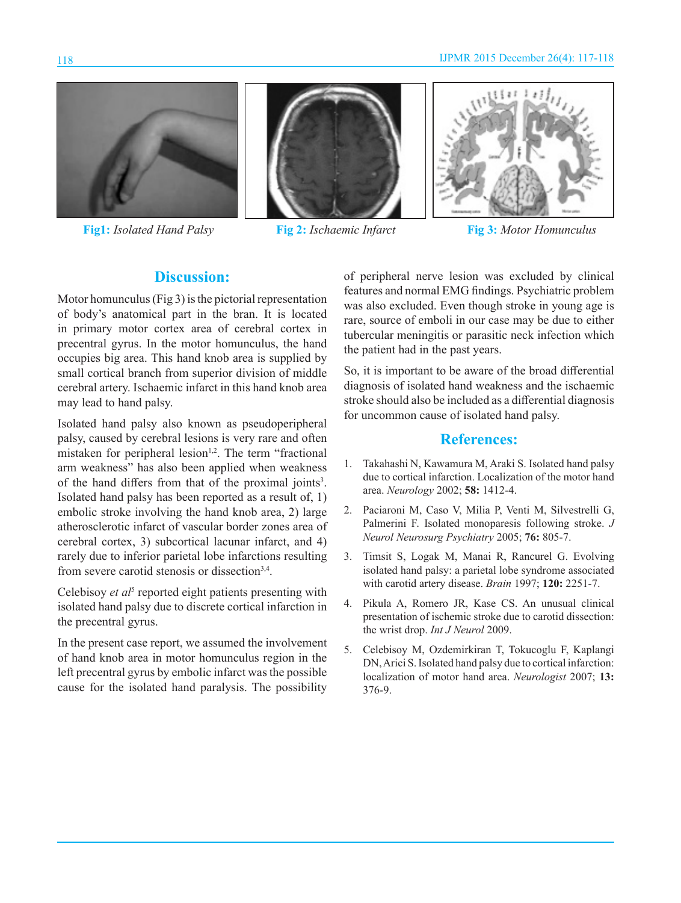**Fig1:** *Isolated Hand Palsy*

**Fig 2:** *Ischaemic Infarct*

**Fig 3:** *Motor Homunculus*

## Discussion:

Motor homunculus (Fig 3) is the pictorial representation of body's anatomical part in the bran. It is located in primary motor cortex area of cerebral cortex in precentral gyrus. In the motor homunculus, the hand occupies big area. This hand knob area is supplied by small cortical branch from superior division of middle cerebral artery. Ischaemic infarct in this hand knob area may lead to hand palsy.

Isolated hand palsy also known as pseudoperipheral palsy, caused by cerebral lesions is very rare and often mistaken for peripheral lesion[1,2]. The term "fractional arm weakness" has also been applied when weakness of the hand differs from that of the proximal joints[3]. Isolated hand palsy has been reported as a result of, 1) embolic stroke involving the hand knob area, 2) large atherosclerotic infarct of vascular border zones area of cerebral cortex, 3) subcortical lacunar infarct, and 4) rarely due to inferior parietal lobe infarctions resulting from severe carotid stenosis or dissection[3,4].

Celebisoy *et al*[5] reported eight patients presenting with isolated hand palsy due to discrete cortical infarction in the precentral gyrus.

In the present case report, we assumed the involvement of hand knob area in motor homunculus region in the left precentral gyrus by embolic infarct was the possible cause for the isolated hand paralysis. The possibility of peripheral nerve lesion was excluded by clinical features and normal EMG findings. Psychiatric problem was also excluded. Even though stroke in young age is rare, source of emboli in our case may be due to either tubercular meningitis or parasitic neck infection which the patient had in the past years.

So, it is important to be aware of the broad differential diagnosis of isolated hand weakness and the ischaemic stroke should also be included as a differential diagnosis for uncommon cause of isolated hand palsy.

## References:

1. Takahashi N, Kawamura M, Araki S. Isolated hand palsy due to cortical infarction. Localization of the motor hand area. *Neurology* 2002; **58:** 1412-4.
2. Paciaroni M, Caso V, Milia P, Venti M, Silvestrelli G, Palmerini F. Isolated monoparesis following stroke. *J Neurol Neurosurg Psychiatry* 2005; **76:** 805-7.
3. Timsit S, Logak M, Manai R, Rancurel G. Evolving isolated hand palsy: a parietal lobe syndrome associated with carotid artery disease. *Brain* 1997; **120:** 2251-7.
4. Pikula A, Romero JR, Kase CS. An unusual clinical presentation of ischemic stroke due to carotid dissection: the wrist drop. *Int J Neurol* 2009.
5. Celebisoy M, Ozdemirkiran T, Tokucoglu F, Kaplangi DN, Arici S. Isolated hand palsy due to cortical infarction: localization of motor hand area. *Neurologist* 2007; **13:** 376-9.